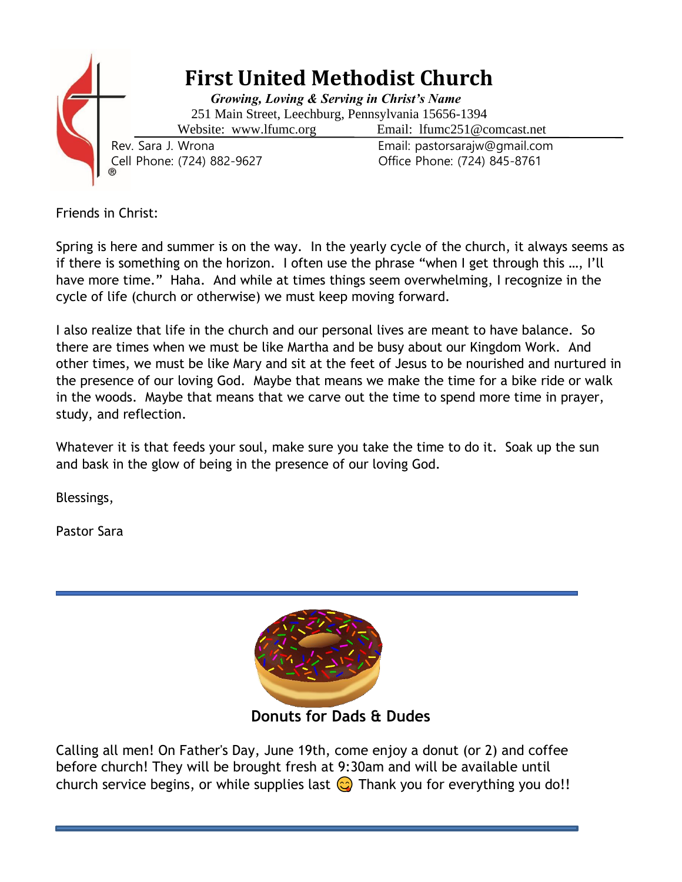# First United Methodist Church

***Growing, Loving & Serving in Christ's Name***

251 Main Street, Leechburg, Pennsylvania 15656-1394

Website: www.lfumc.org Email: lfumc251@comcast.net

Rev. Sara J. Wrona
Cell Phone: (724) 882-9627

Email: pastorsarajw@gmail.com
Office Phone: (724) 845-8761

Friends in Christ:

Spring is here and summer is on the way. In the yearly cycle of the church, it always seems as if there is something on the horizon. I often use the phrase "when I get through this …, I'll have more time." Haha. And while at times things seem overwhelming, I recognize in the cycle of life (church or otherwise) we must keep moving forward.

I also realize that life in the church and our personal lives are meant to have balance. So there are times when we must be like Martha and be busy about our Kingdom Work. And other times, we must be like Mary and sit at the feet of Jesus to be nourished and nurtured in the presence of our loving God. Maybe that means we make the time for a bike ride or walk in the woods. Maybe that means that we carve out the time to spend more time in prayer, study, and reflection.

Whatever it is that feeds your soul, make sure you take the time to do it. Soak up the sun and bask in the glow of being in the presence of our loving God.

Blessings,

Pastor Sara

---

**Donuts for Dads & Dudes**

Calling all men! On Father's Day, June 19th, come enjoy a donut (or 2) and coffee before church! They will be brought fresh at 9:30am and will be available until church service begins, or while supplies last 😋 Thank you for everything you do!!

---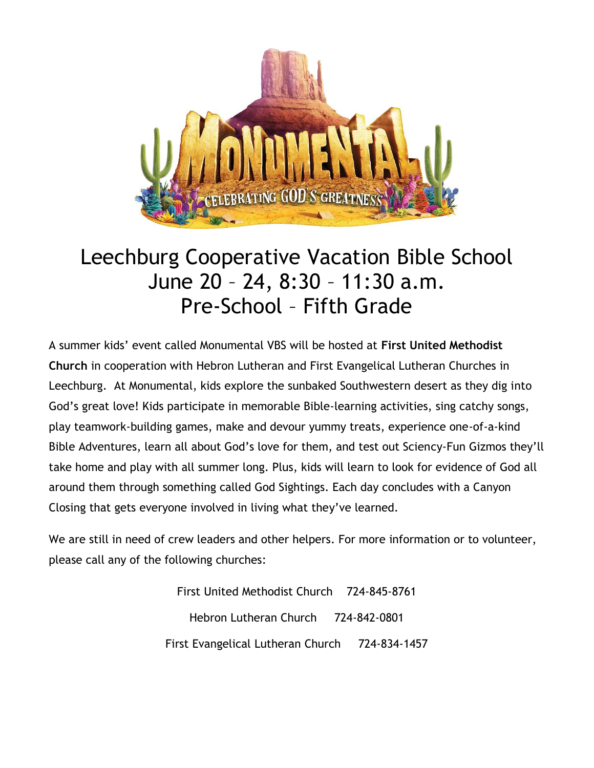# Leechburg Cooperative Vacation Bible School
## June 20 – 24, 8:30 – 11:30 a.m.
## Pre-School – Fifth Grade

A summer kids' event called Monumental VBS will be hosted at **First United Methodist Church** in cooperation with Hebron Lutheran and First Evangelical Lutheran Churches in Leechburg. At Monumental, kids explore the sunbaked Southwestern desert as they dig into God's great love! Kids participate in memorable Bible-learning activities, sing catchy songs, play teamwork-building games, make and devour yummy treats, experience one-of-a-kind Bible Adventures, learn all about God's love for them, and test out Sciency-Fun Gizmos they'll take home and play with all summer long. Plus, kids will learn to look for evidence of God all around them through something called God Sightings. Each day concludes with a Canyon Closing that gets everyone involved in living what they've learned.

We are still in need of crew leaders and other helpers. For more information or to volunteer, please call any of the following churches:

First United Methodist Church 724-845-8761

Hebron Lutheran Church 724-842-0801

First Evangelical Lutheran Church 724-834-1457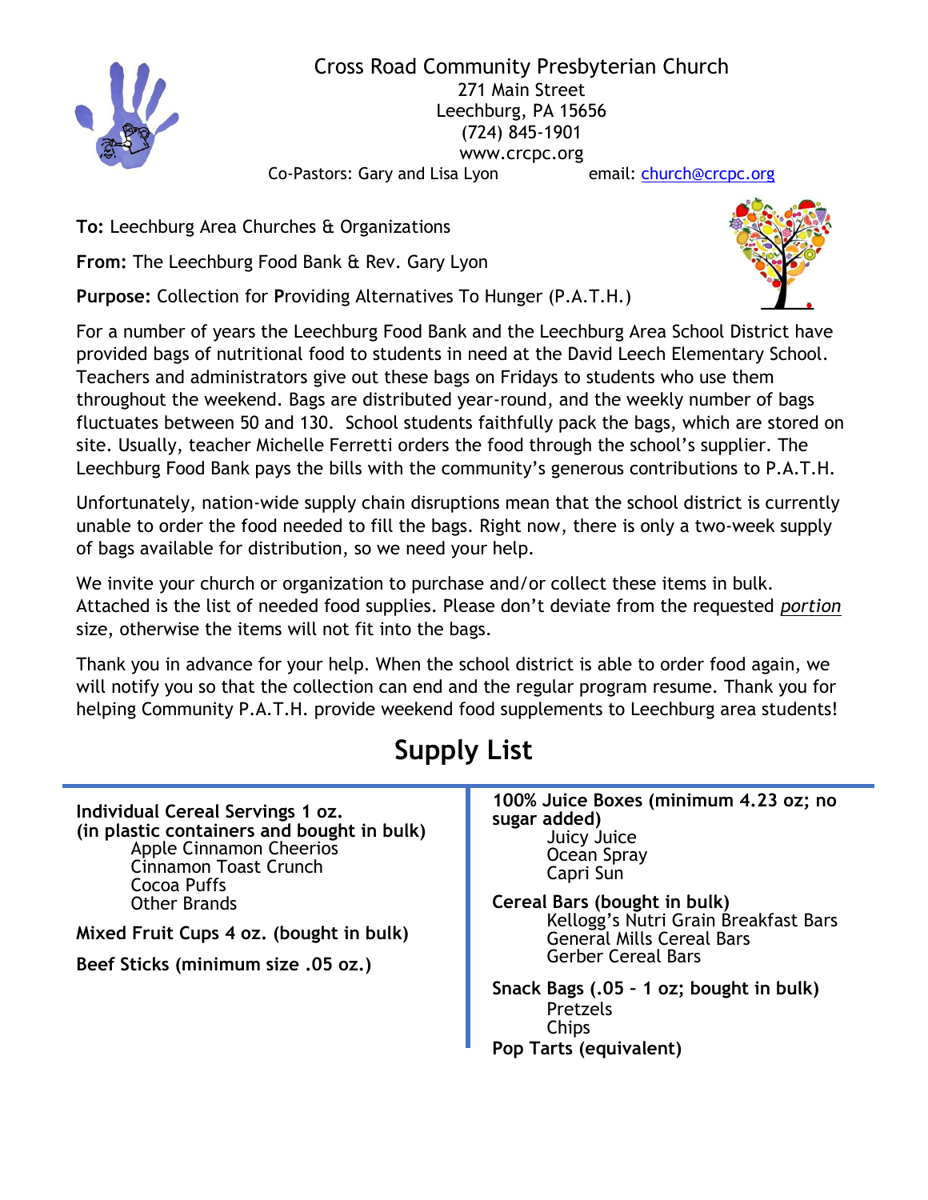Cross Road Community Presbyterian Church
271 Main Street
Leechburg, PA 15656
(724) 845-1901
www.crcpc.org
Co-Pastors: Gary and Lisa Lyon email: church@crcpc.org

**To:** Leechburg Area Churches & Organizations

**From:** The Leechburg Food Bank & Rev. Gary Lyon

**Purpose:** Collection for **P**roviding Alternatives To Hunger (P.A.T.H.)

For a number of years the Leechburg Food Bank and the Leechburg Area School District have provided bags of nutritional food to students in need at the David Leech Elementary School. Teachers and administrators give out these bags on Fridays to students who use them throughout the weekend. Bags are distributed year-round, and the weekly number of bags fluctuates between 50 and 130. School students faithfully pack the bags, which are stored on site. Usually, teacher Michelle Ferretti orders the food through the school's supplier. The Leechburg Food Bank pays the bills with the community's generous contributions to P.A.T.H.

Unfortunately, nation-wide supply chain disruptions mean that the school district is currently unable to order the food needed to fill the bags. Right now, there is only a two-week supply of bags available for distribution, so we need your help.

We invite your church or organization to purchase and/or collect these items in bulk. Attached is the list of needed food supplies. Please don't deviate from the requested *portion* size, otherwise the items will not fit into the bags.

Thank you in advance for your help. When the school district is able to order food again, we will notify you so that the collection can end and the regular program resume. Thank you for helping Community P.A.T.H. provide weekend food supplements to Leechburg area students!

# Supply List

**Individual Cereal Servings 1 oz. (in plastic containers and bought in bulk)**
- Apple Cinnamon Cheerios
- Cinnamon Toast Crunch
- Cocoa Puffs
- Other Brands

**Mixed Fruit Cups 4 oz. (bought in bulk)**

**Beef Sticks (minimum size .05 oz.)**

**100% Juice Boxes (minimum 4.23 oz; no sugar added)**
- Juicy Juice
- Ocean Spray
- Capri Sun

**Cereal Bars (bought in bulk)**
- Kellogg's Nutri Grain Breakfast Bars
- General Mills Cereal Bars
- Gerber Cereal Bars

**Snack Bags (.05 – 1 oz; bought in bulk)**
- Pretzels
- Chips

**Pop Tarts (equivalent)**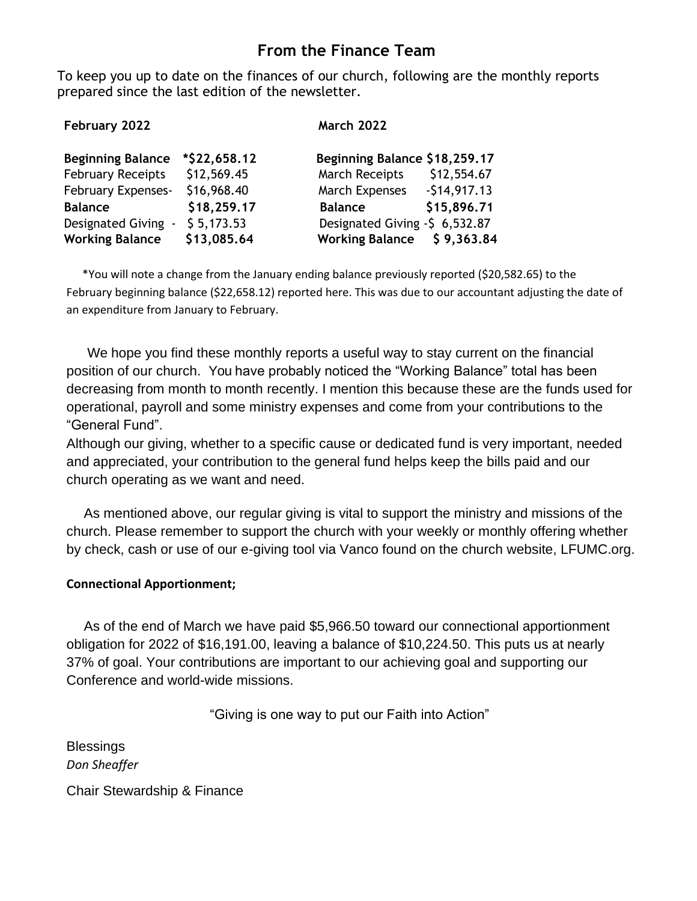## From the Finance Team

To keep you up to date on the finances of our church, following are the monthly reports prepared since the last edition of the newsletter.

| February 2022 | | March 2022 | |
|---|---|---|---|
| **Beginning Balance** | **\*$22,658.12** | **Beginning Balance** | **$18,259.17** |
| February Receipts | $12,569.45 | March Receipts | $12,554.67 |
| February Expenses- | $16,968.40 | March Expenses | -$14,917.13 |
| **Balance** | **$18,259.17** | **Balance** | **$15,896.71** |
| Designated Giving - | $ 5,173.53 | Designated Giving - | $ 6,532.87 |
| **Working Balance** | **$13,085.64** | **Working Balance** | **$ 9,363.84** |

*You will note a change from the January ending balance previously reported ($20,582.65) to the February beginning balance ($22,658.12) reported here. This was due to our accountant adjusting the date of an expenditure from January to February.

We hope you find these monthly reports a useful way to stay current on the financial position of our church. You have probably noticed the "Working Balance" total has been decreasing from month to month recently. I mention this because these are the funds used for operational, payroll and some ministry expenses and come from your contributions to the "General Fund".

Although our giving, whether to a specific cause or dedicated fund is very important, needed and appreciated, your contribution to the general fund helps keep the bills paid and our church operating as we want and need.

As mentioned above, our regular giving is vital to support the ministry and missions of the church. Please remember to support the church with your weekly or monthly offering whether by check, cash or use of our e-giving tool via Vanco found on the church website, LFUMC.org.

**Connectional Apportionment;**

As of the end of March we have paid $5,966.50 toward our connectional apportionment obligation for 2022 of $16,191.00, leaving a balance of $10,224.50. This puts us at nearly 37% of goal. Your contributions are important to our achieving goal and supporting our Conference and world-wide missions.

"Giving is one way to put our Faith into Action"

Blessings

*Don Sheaffer*

Chair Stewardship & Finance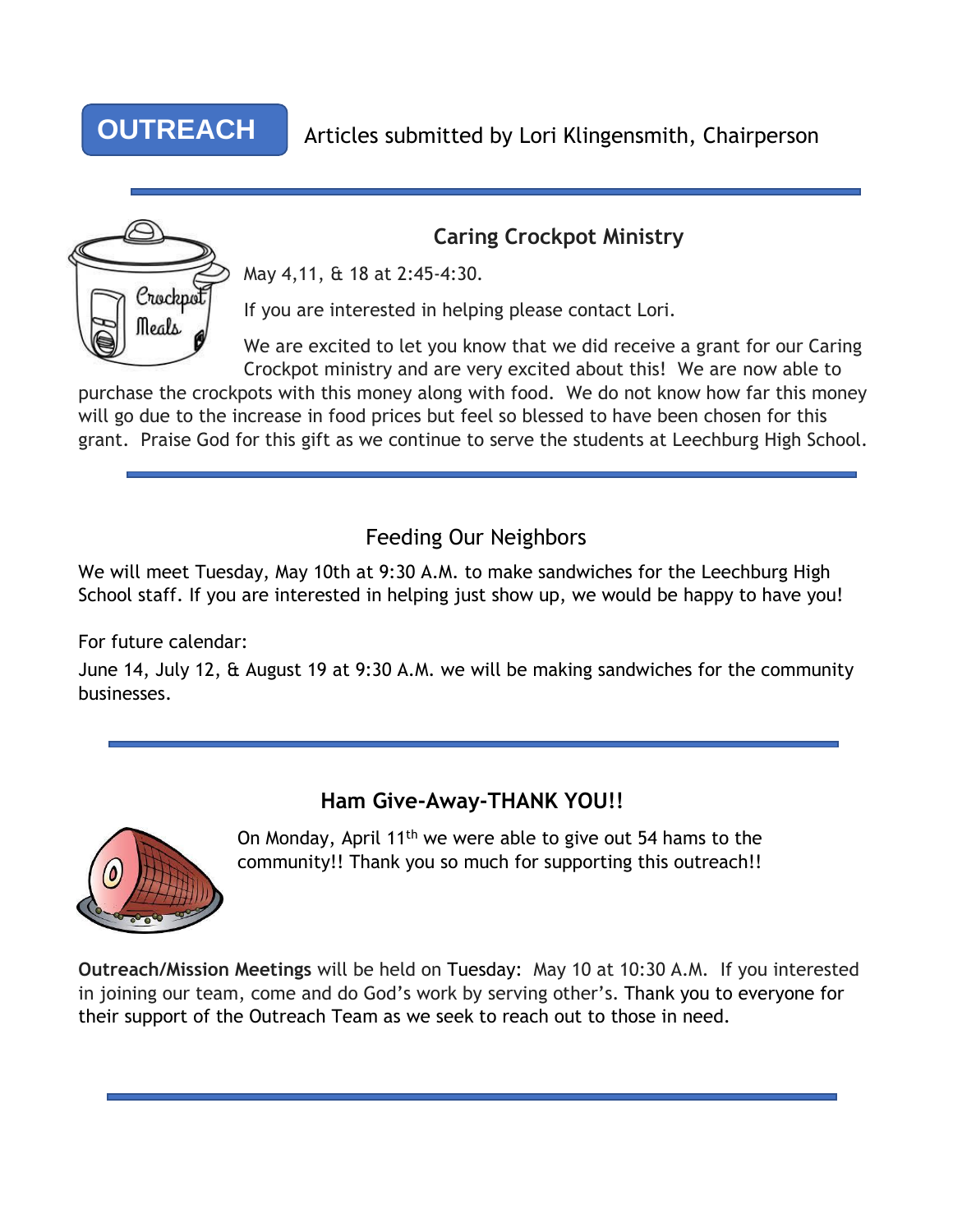# OUTREACH

Articles submitted by Lori Klingensmith, Chairperson

---

## Caring Crockpot Ministry

May 4,11, & 18 at 2:45-4:30.

If you are interested in helping please contact Lori.

We are excited to let you know that we did receive a grant for our Caring Crockpot ministry and are very excited about this! We are now able to purchase the crockpots with this money along with food. We do not know how far this money will go due to the increase in food prices but feel so blessed to have been chosen for this grant. Praise God for this gift as we continue to serve the students at Leechburg High School.

---

## Feeding Our Neighbors

We will meet Tuesday, May 10th at 9:30 A.M. to make sandwiches for the Leechburg High School staff. If you are interested in helping just show up, we would be happy to have you!

For future calendar:

June 14, July 12, & August 19 at 9:30 A.M. we will be making sandwiches for the community businesses.

---

## Ham Give-Away-THANK YOU!!

On Monday, April 11th we were able to give out 54 hams to the community!! Thank you so much for supporting this outreach!!

**Outreach/Mission Meetings** will be held on Tuesday: May 10 at 10:30 A.M. If you interested in joining our team, come and do God's work by serving other's. Thank you to everyone for their support of the Outreach Team as we seek to reach out to those in need.

---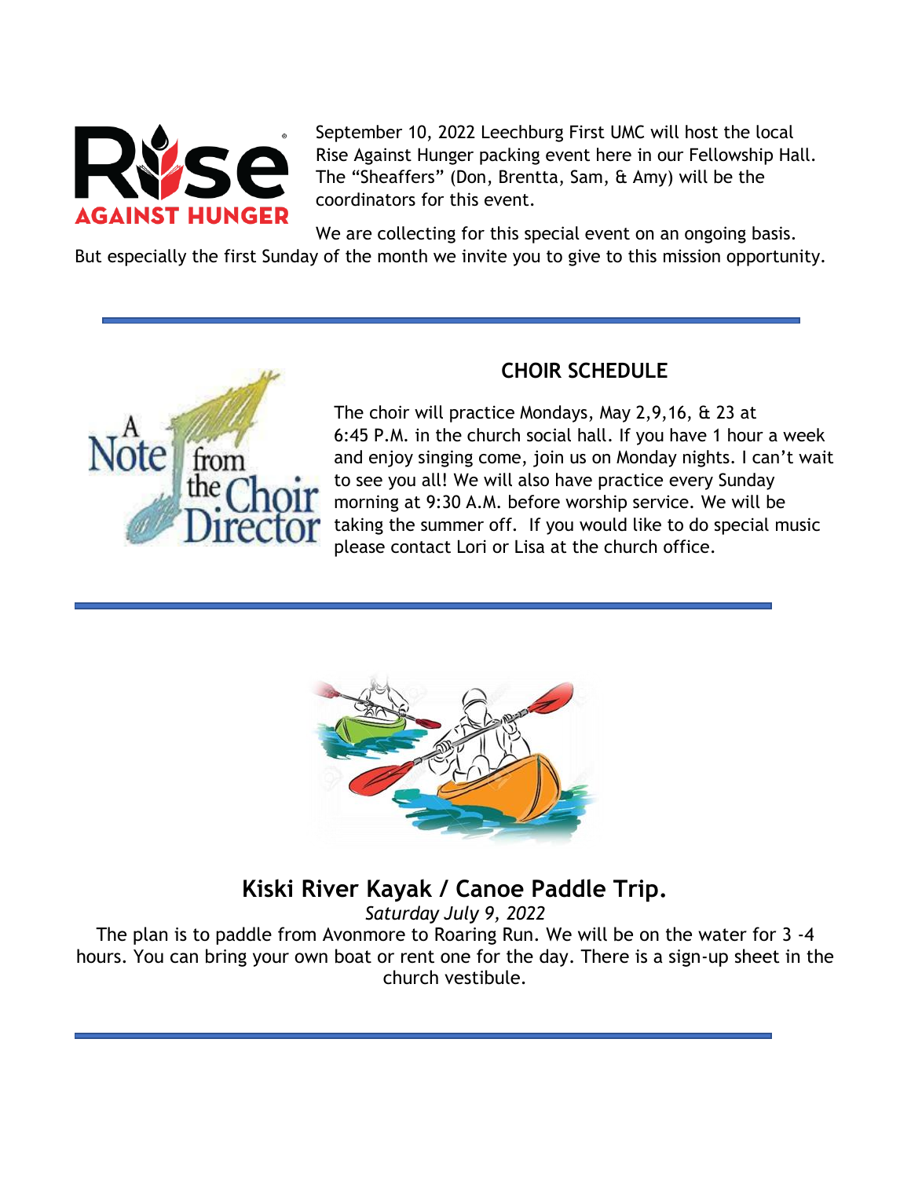September 10, 2022 Leechburg First UMC will host the local Rise Against Hunger packing event here in our Fellowship Hall. The "Sheaffers" (Don, Brentta, Sam, & Amy) will be the coordinators for this event.

We are collecting for this special event on an ongoing basis. But especially the first Sunday of the month we invite you to give to this mission opportunity.

---

## CHOIR SCHEDULE

The choir will practice Mondays, May 2,9,16, & 23 at 6:45 P.M. in the church social hall. If you have 1 hour a week and enjoy singing come, join us on Monday nights. I can't wait to see you all! We will also have practice every Sunday morning at 9:30 A.M. before worship service. We will be taking the summer off. If you would like to do special music please contact Lori or Lisa at the church office.

---

## Kiski River Kayak / Canoe Paddle Trip.

*Saturday July 9, 2022*

The plan is to paddle from Avonmore to Roaring Run. We will be on the water for 3 -4 hours. You can bring your own boat or rent one for the day. There is a sign-up sheet in the church vestibule.

---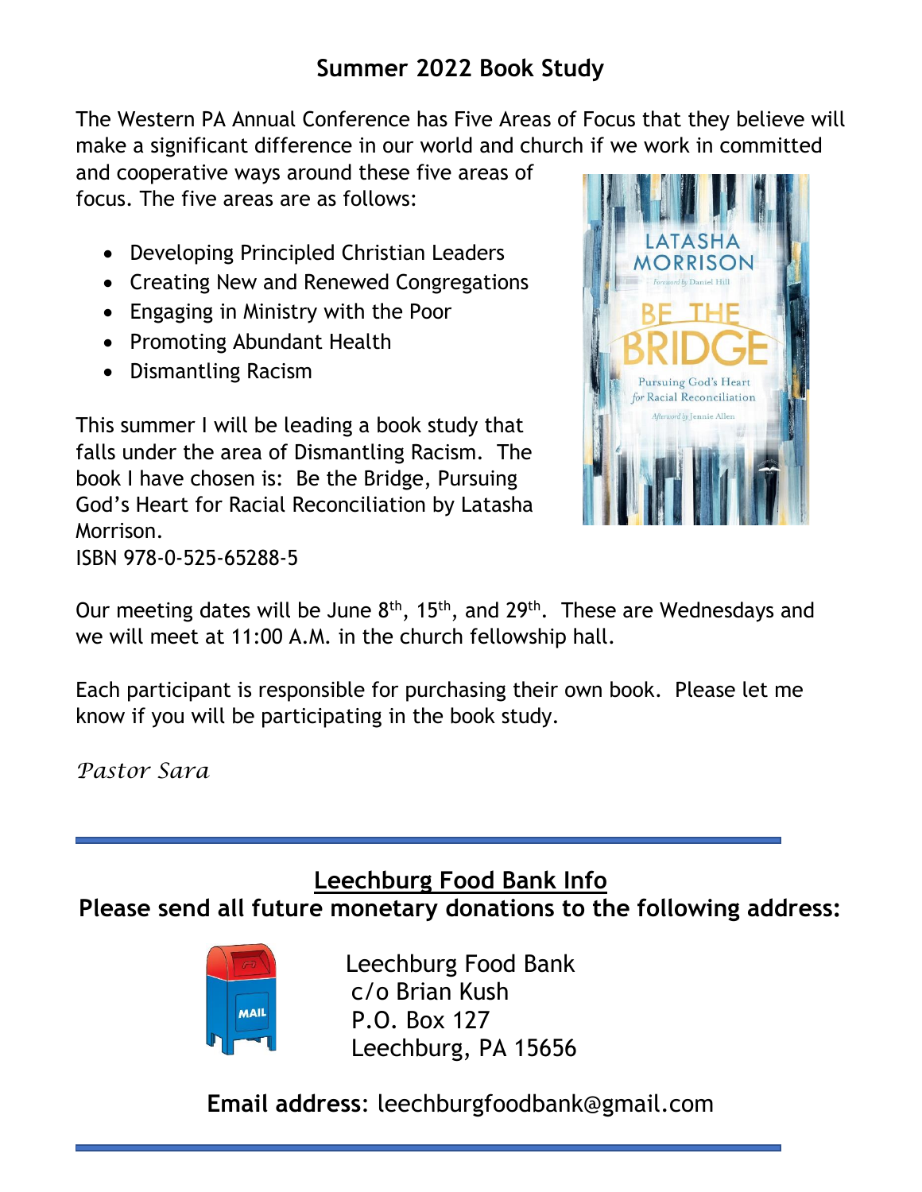## Summer 2022 Book Study

The Western PA Annual Conference has Five Areas of Focus that they believe will make a significant difference in our world and church if we work in committed and cooperative ways around these five areas of focus. The five areas are as follows:

- Developing Principled Christian Leaders
- Creating New and Renewed Congregations
- Engaging in Ministry with the Poor
- Promoting Abundant Health
- Dismantling Racism

This summer I will be leading a book study that falls under the area of Dismantling Racism. The book I have chosen is: Be the Bridge, Pursuing God's Heart for Racial Reconciliation by Latasha Morrison.
ISBN 978-0-525-65288-5

Our meeting dates will be June 8th, 15th, and 29th. These are Wednesdays and we will meet at 11:00 A.M. in the church fellowship hall.

Each participant is responsible for purchasing their own book. Please let me know if you will be participating in the book study.

*Pastor Sara*

---

## Leechburg Food Bank Info

**Please send all future monetary donations to the following address:**

Leechburg Food Bank
c/o Brian Kush
P.O. Box 127
Leechburg, PA 15656

**Email address**: leechburgfoodbank@gmail.com

---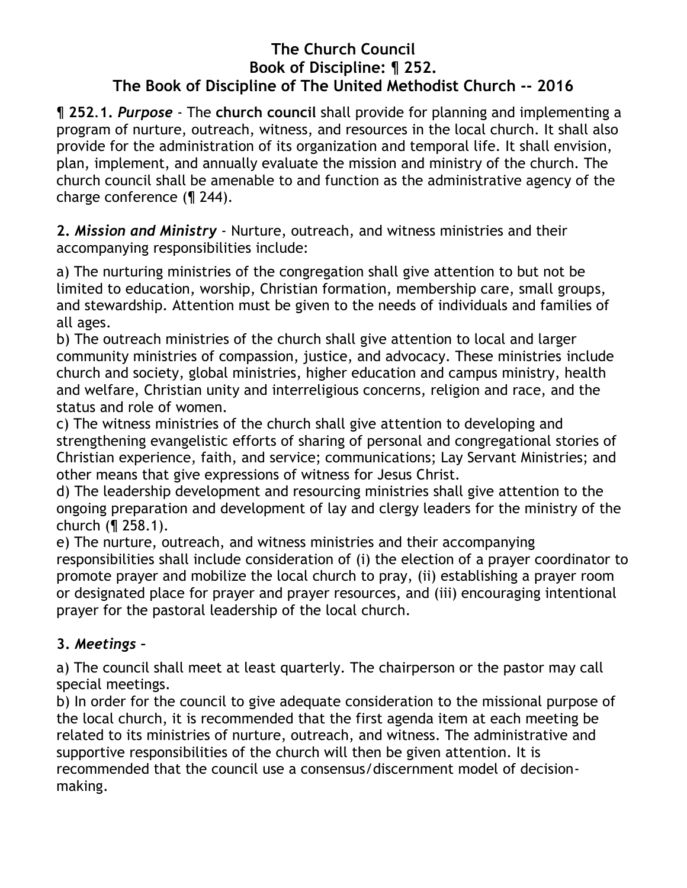# The Church Council
## Book of Discipline: ¶ 252.
## The Book of Discipline of The United Methodist Church -- 2016

**¶ 252.1.** ***Purpose*** - The **church council** shall provide for planning and implementing a program of nurture, outreach, witness, and resources in the local church. It shall also provide for the administration of its organization and temporal life. It shall envision, plan, implement, and annually evaluate the mission and ministry of the church. The church council shall be amenable to and function as the administrative agency of the charge conference (¶ 244).

**2.** ***Mission and Ministry*** - Nurture, outreach, and witness ministries and their accompanying responsibilities include:

a) The nurturing ministries of the congregation shall give attention to but not be limited to education, worship, Christian formation, membership care, small groups, and stewardship. Attention must be given to the needs of individuals and families of all ages.
b) The outreach ministries of the church shall give attention to local and larger community ministries of compassion, justice, and advocacy. These ministries include church and society, global ministries, higher education and campus ministry, health and welfare, Christian unity and interreligious concerns, religion and race, and the status and role of women.
c) The witness ministries of the church shall give attention to developing and strengthening evangelistic efforts of sharing of personal and congregational stories of Christian experience, faith, and service; communications; Lay Servant Ministries; and other means that give expressions of witness for Jesus Christ.
d) The leadership development and resourcing ministries shall give attention to the ongoing preparation and development of lay and clergy leaders for the ministry of the church (¶ 258.1).
e) The nurture, outreach, and witness ministries and their accompanying responsibilities shall include consideration of (i) the election of a prayer coordinator to promote prayer and mobilize the local church to pray, (ii) establishing a prayer room or designated place for prayer and prayer resources, and (iii) encouraging intentional prayer for the pastoral leadership of the local church.

**3.** ***Meetings*** –

a) The council shall meet at least quarterly. The chairperson or the pastor may call special meetings.
b) In order for the council to give adequate consideration to the missional purpose of the local church, it is recommended that the first agenda item at each meeting be related to its ministries of nurture, outreach, and witness. The administrative and supportive responsibilities of the church will then be given attention. It is recommended that the council use a consensus/discernment model of decision-making.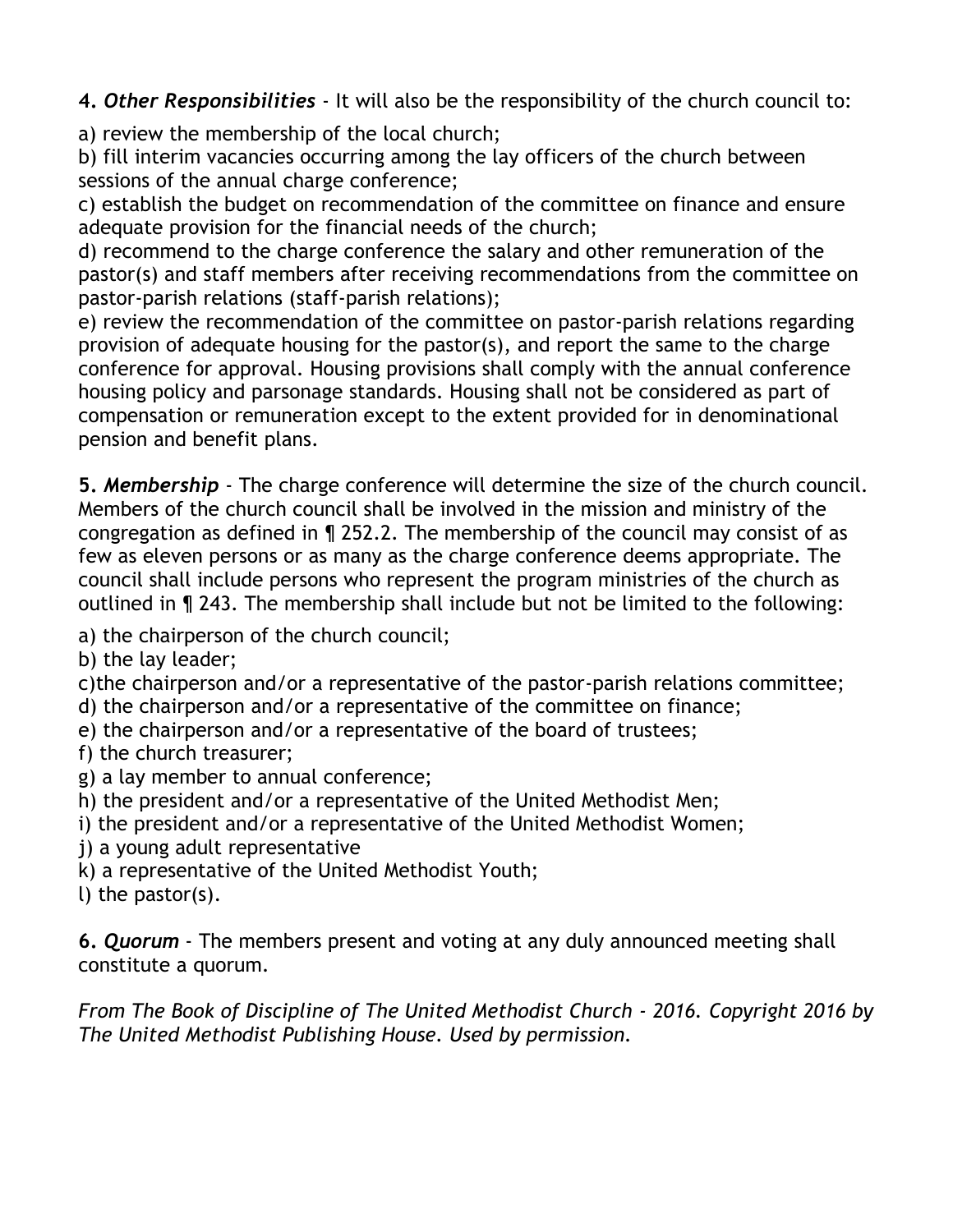**4.** ***Other Responsibilities*** - It will also be the responsibility of the church council to:

a) review the membership of the local church;
b) fill interim vacancies occurring among the lay officers of the church between sessions of the annual charge conference;
c) establish the budget on recommendation of the committee on finance and ensure adequate provision for the financial needs of the church;
d) recommend to the charge conference the salary and other remuneration of the pastor(s) and staff members after receiving recommendations from the committee on pastor-parish relations (staff-parish relations);
e) review the recommendation of the committee on pastor-parish relations regarding provision of adequate housing for the pastor(s), and report the same to the charge conference for approval. Housing provisions shall comply with the annual conference housing policy and parsonage standards. Housing shall not be considered as part of compensation or remuneration except to the extent provided for in denominational pension and benefit plans.

**5.** ***Membership*** - The charge conference will determine the size of the church council. Members of the church council shall be involved in the mission and ministry of the congregation as defined in ¶ 252.2. The membership of the council may consist of as few as eleven persons or as many as the charge conference deems appropriate. The council shall include persons who represent the program ministries of the church as outlined in ¶ 243. The membership shall include but not be limited to the following:

a) the chairperson of the church council;
b) the lay leader;
c)the chairperson and/or a representative of the pastor-parish relations committee;
d) the chairperson and/or a representative of the committee on finance;
e) the chairperson and/or a representative of the board of trustees;
f) the church treasurer;
g) a lay member to annual conference;
h) the president and/or a representative of the United Methodist Men;
i) the president and/or a representative of the United Methodist Women;
j) a young adult representative
k) a representative of the United Methodist Youth;
l) the pastor(s).

**6.** ***Quorum*** - The members present and voting at any duly announced meeting shall constitute a quorum.

*From The Book of Discipline of The United Methodist Church - 2016. Copyright 2016 by The United Methodist Publishing House. Used by permission.*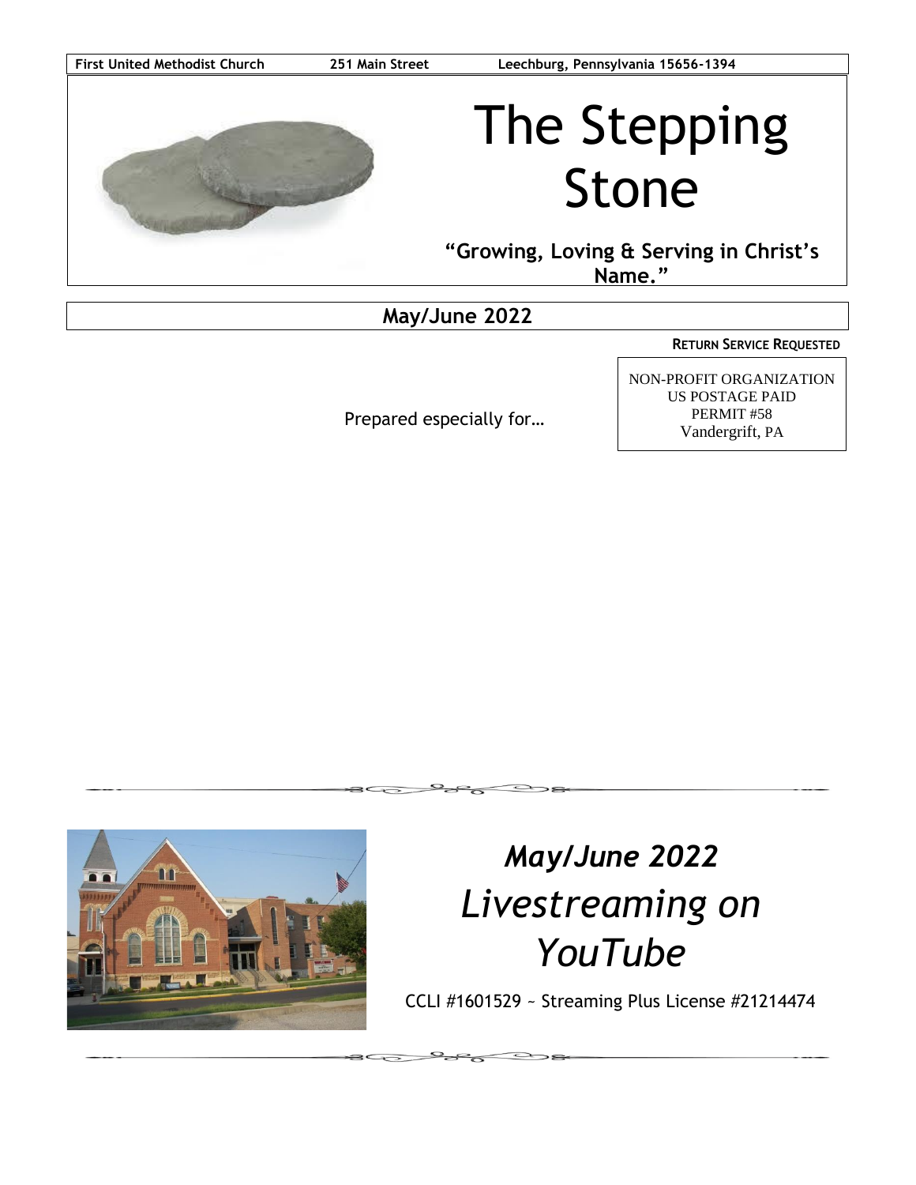**First United Methodist Church** **251 Main Street** **Leechburg, Pennsylvania 15656-1394**

# The Stepping Stone

**"Growing, Loving & Serving in Christ's Name."**

## May/June 2022

**RETURN SERVICE REQUESTED**

NON-PROFIT ORGANIZATION
US POSTAGE PAID
PERMIT #58
Vandergrift, PA

Prepared especially for…

***May/June 2022***

*Livestreaming on YouTube*

CCLI #1601529 ~ Streaming Plus License #21214474